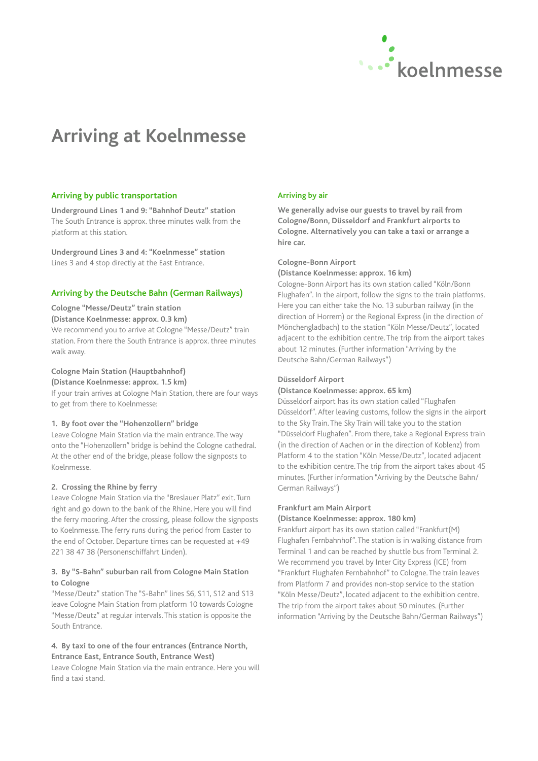# Arriving at Koelnmesse

## Arriving by public transportation

**Underground Lines 1 and 9: "Bahnhof Deutz" station**
The South Entrance is approx. three minutes walk from the platform at this station.

**Underground Lines 3 and 4: "Koelnmesse" station**
Lines 3 and 4 stop directly at the East Entrance.

## Arriving by the Deutsche Bahn (German Railways)

**Cologne "Messe/Deutz" train station**
**(Distance Koelnmesse: approx. 0.3 km)**
We recommend you to arrive at Cologne "Messe/Deutz" train station. From there the South Entrance is approx. three minutes walk away.

**Cologne Main Station (Hauptbahnhof)**
**(Distance Koelnmesse: approx. 1.5 km)**
If your train arrives at Cologne Main Station, there are four ways to get from there to Koelnmesse:

**1. By foot over the "Hohenzollern" bridge**
Leave Cologne Main Station via the main entrance. The way onto the "Hohenzollern" bridge is behind the Cologne cathedral. At the other end of the bridge, please follow the signposts to Koelnmesse.

**2. Crossing the Rhine by ferry**
Leave Cologne Main Station via the "Breslauer Platz" exit. Turn right and go down to the bank of the Rhine. Here you will find the ferry mooring. After the crossing, please follow the signposts to Koelnmesse. The ferry runs during the period from Easter to the end of October. Departure times can be requested at +49 221 38 47 38 (Personenschiffahrt Linden).

**3. By "S-Bahn" suburban rail from Cologne Main Station to Cologne**
"Messe/Deutz" station The "S-Bahn" lines S6, S11, S12 and S13 leave Cologne Main Station from platform 10 towards Cologne "Messe/Deutz" at regular intervals. This station is opposite the South Entrance.

**4. By taxi to one of the four entrances (Entrance North, Entrance East, Entrance South, Entrance West)**
Leave Cologne Main Station via the main entrance. Here you will find a taxi stand.

## Arriving by air

**We generally advise our guests to travel by rail from Cologne/Bonn, Düsseldorf and Frankfurt airports to Cologne. Alternatively you can take a taxi or arrange a hire car.**

**Cologne-Bonn Airport**
**(Distance Koelnmesse: approx. 16 km)**
Cologne-Bonn Airport has its own station called "Köln/Bonn Flughafen". In the airport, follow the signs to the train platforms. Here you can either take the No. 13 suburban railway (in the direction of Horrem) or the Regional Express (in the direction of Mönchengladbach) to the station "Köln Messe/Deutz", located adjacent to the exhibition centre. The trip from the airport takes about 12 minutes. (Further information "Arriving by the Deutsche Bahn/German Railways")

**Düsseldorf Airport**
**(Distance Koelnmesse: approx. 65 km)**
Düsseldorf airport has its own station called "Flughafen Düsseldorf". After leaving customs, follow the signs in the airport to the Sky Train. The Sky Train will take you to the station "Düsseldorf Flughafen". From there, take a Regional Express train (in the direction of Aachen or in the direction of Koblenz) from Platform 4 to the station "Köln Messe/Deutz", located adjacent to the exhibition centre. The trip from the airport takes about 45 minutes. (Further information "Arriving by the Deutsche Bahn/German Railways")

**Frankfurt am Main Airport**
**(Distance Koelnmesse: approx. 180 km)**
Frankfurt airport has its own station called "Frankfurt(M) Flughafen Fernbahnhof". The station is in walking distance from Terminal 1 and can be reached by shuttle bus from Terminal 2. We recommend you travel by Inter City Express (ICE) from "Frankfurt Flughafen Fernbahnhof" to Cologne. The train leaves from Platform 7 and provides non-stop service to the station "Köln Messe/Deutz", located adjacent to the exhibition centre. The trip from the airport takes about 50 minutes. (Further information "Arriving by the Deutsche Bahn/German Railways")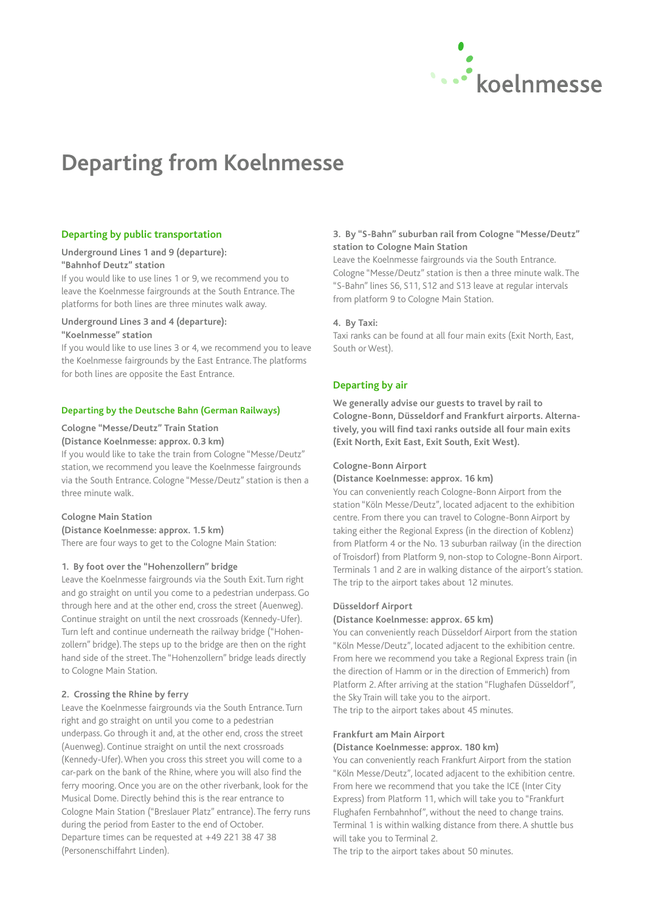# Departing from Koelnmesse

## Departing by public transportation

**Underground Lines 1 and 9 (departure): "Bahnhof Deutz" station**

If you would like to use lines 1 or 9, we recommend you to leave the Koelnmesse fairgrounds at the South Entrance. The platforms for both lines are three minutes walk away.

**Underground Lines 3 and 4 (departure): "Koelnmesse" station**

If you would like to use lines 3 or 4, we recommend you to leave the Koelnmesse fairgrounds by the East Entrance. The platforms for both lines are opposite the East Entrance.

## Departing by the Deutsche Bahn (German Railways)

**Cologne "Messe/Deutz" Train Station (Distance Koelnmesse: approx. 0.3 km)**

If you would like to take the train from Cologne "Messe/Deutz" station, we recommend you leave the Koelnmesse fairgrounds via the South Entrance. Cologne "Messe/Deutz" station is then a three minute walk.

**Cologne Main Station (Distance Koelnmesse: approx. 1.5 km)**

There are four ways to get to the Cologne Main Station:

**1. By foot over the "Hohenzollern" bridge**

Leave the Koelnmesse fairgrounds via the South Exit. Turn right and go straight on until you come to a pedestrian underpass. Go through here and at the other end, cross the street (Auenweg). Continue straight on until the next crossroads (Kennedy-Ufer). Turn left and continue underneath the railway bridge ("Hohenzollern" bridge). The steps up to the bridge are then on the right hand side of the street. The "Hohenzollern" bridge leads directly to Cologne Main Station.

**2. Crossing the Rhine by ferry**

Leave the Koelnmesse fairgrounds via the South Entrance. Turn right and go straight on until you come to a pedestrian underpass. Go through it and, at the other end, cross the street (Auenweg). Continue straight on until the next crossroads (Kennedy-Ufer). When you cross this street you will come to a car-park on the bank of the Rhine, where you will also find the ferry mooring. Once you are on the other riverbank, look for the Musical Dome. Directly behind this is the rear entrance to Cologne Main Station ("Breslauer Platz" entrance). The ferry runs during the period from Easter to the end of October. Departure times can be requested at +49 221 38 47 38 (Personenschiffahrt Linden).

**3. By "S-Bahn" suburban rail from Cologne "Messe/Deutz" station to Cologne Main Station**

Leave the Koelnmesse fairgrounds via the South Entrance. Cologne "Messe/Deutz" station is then a three minute walk. The "S-Bahn" lines S6, S11, S12 and S13 leave at regular intervals from platform 9 to Cologne Main Station.

**4. By Taxi:**

Taxi ranks can be found at all four main exits (Exit North, East, South or West).

## Departing by air

**We generally advise our guests to travel by rail to Cologne-Bonn, Düsseldorf and Frankfurt airports. Alternatively, you will find taxi ranks outside all four main exits (Exit North, Exit East, Exit South, Exit West).**

**Cologne-Bonn Airport (Distance Koelnmesse: approx. 16 km)**

You can conveniently reach Cologne-Bonn Airport from the station "Köln Messe/Deutz", located adjacent to the exhibition centre. From there you can travel to Cologne-Bonn Airport by taking either the Regional Express (in the direction of Koblenz) from Platform 4 or the No. 13 suburban railway (in the direction of Troisdorf) from Platform 9, non-stop to Cologne-Bonn Airport. Terminals 1 and 2 are in walking distance of the airport's station. The trip to the airport takes about 12 minutes.

**Düsseldorf Airport (Distance Koelnmesse: approx. 65 km)**

You can conveniently reach Düsseldorf Airport from the station "Köln Messe/Deutz", located adjacent to the exhibition centre. From here we recommend you take a Regional Express train (in the direction of Hamm or in the direction of Emmerich) from Platform 2. After arriving at the station "Flughafen Düsseldorf", the Sky Train will take you to the airport.
The trip to the airport takes about 45 minutes.

**Frankfurt am Main Airport (Distance Koelnmesse: approx. 180 km)**

You can conveniently reach Frankfurt Airport from the station "Köln Messe/Deutz", located adjacent to the exhibition centre. From here we recommend that you take the ICE (Inter City Express) from Platform 11, which will take you to "Frankfurt Flughafen Fernbahnhof", without the need to change trains. Terminal 1 is within walking distance from there. A shuttle bus will take you to Terminal 2.
The trip to the airport takes about 50 minutes.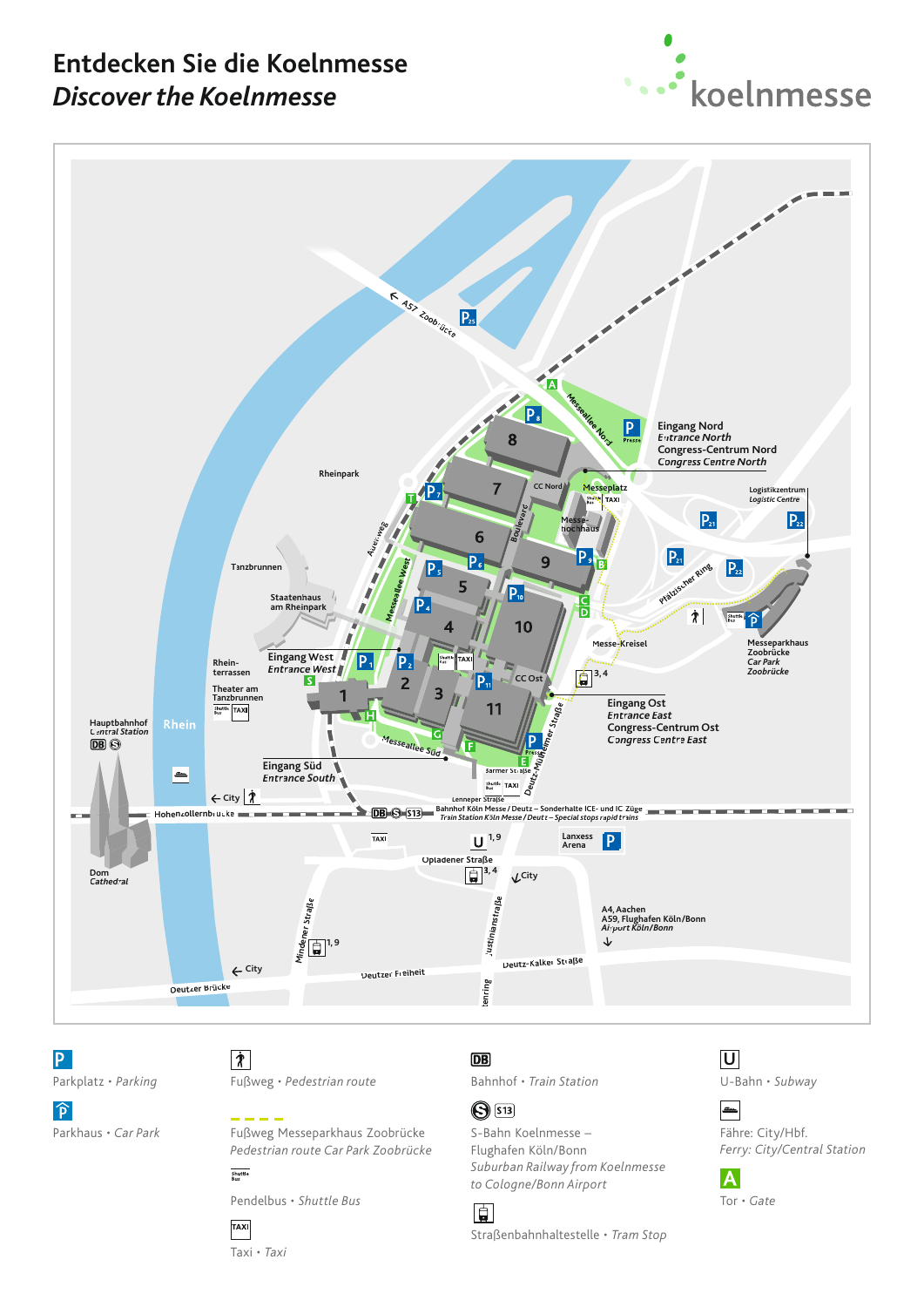# Entdecken Sie die Koelnmesse

## *Discover the Koelnmesse*

koelnmesse

A57 Zoobrücke

P25

A

P8

Messeallee Nord

P Presse

Eingang Nord
*Entrance North*
Congress-Centrum Nord
*Congress Centre North*

8

Rheinpark

CC Nord

Messeplatz

Shuttle Bus TAXI

Logistikzentrum
*Logistic Centre*

T

P7

7

Boulevard

Messe-hochhaus

P21

P22

Auenweg

6

P21

P6

9

P9

B

Pfälzischer Ring

P22

Tanzbrunnen

P5

Messeallee West

5

P10

C

D

Staatenhaus am Rheinpark

P4

4

10

Shuttle Bus

Messe-Kreisel

Messeparkhaus Zoobrücke
*Car Park Zoobrücke*

Rhein-terrassen

Eingang West
*Entrance West*

S

P1

P2

Shuttle Bus TAXI

CC Ost

3, 4

Theater am Tanzbrunnen

Shuttle Bus TAXI

2

3

P11

1

Eingang Ost
*Entrance East*
Congress-Centrum Ost
*Congress Centre East*

Hauptbahnhof
*Central Station*

DB S

Rhein

H

11

G

Messeallee Süd

F

P Presse

Deutz-Mülheimer Straße

E

Eingang Süd
*Entrance South*

Barmer Straße

Shuttle Bus TAXI

City

Lenneper Straße

Hohenzollernbrücke

DB S S13

Bahnhof Köln Messe / Deutz – Sonderhalte ICE- und IC Züge
*Train Station Köln Messe / Deutz – Special stops rapid trains*

TAXI

U 1, 9

Lanxess Arena

P

Dom
*Cathedral*

Opladener Straße

3, 4

City

Mindener Straße

Justinianstraße

A4, Aachen
A59, Flughafen Köln/Bonn
*Airport Köln/Bonn*

1, 9

City

Deutzer Freiheit

Deutz-Kalker Straße

Deutzer Brücke

Tenring

P Parkplatz • *Parking*

Parkhaus • *Car Park*

Fußweg • *Pedestrian route*

Fußweg Messeparkhaus Zoobrücke
*Pedestrian route Car Park Zoobrücke*

Pendelbus • *Shuttle Bus*

Taxi • *Taxi*

DB Bahnhof • *Train Station*

S S13 S-Bahn Koelnmesse – Flughafen Köln/Bonn
*Suburban Railway from Koelnmesse to Cologne/Bonn Airport*

Straßenbahnhaltestelle • *Tram Stop*

U U-Bahn • *Subway*

Fähre: City/Hbf.
*Ferry: City/Central Station*

A Tor • *Gate*